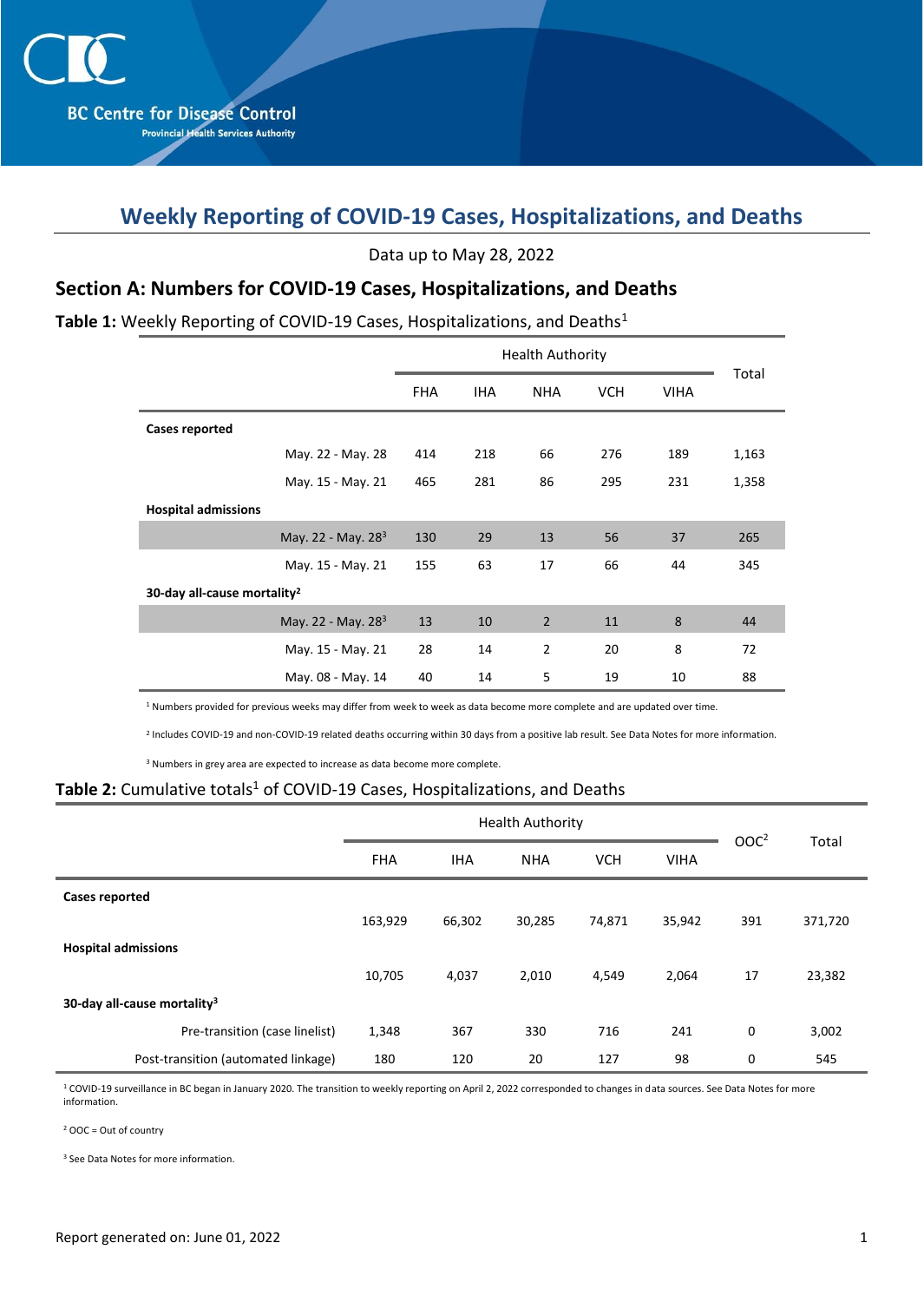BC Centre for Disease Control
Provincial Health Services Authority

# Weekly Reporting of COVID-19 Cases, Hospitalizations, and Deaths

Data up to May 28, 2022

## Section A: Numbers for COVID-19 Cases, Hospitalizations, and Deaths

**Table 1:** Weekly Reporting of COVID-19 Cases, Hospitalizations, and Deaths[1]

| | | Health Authority | | | | | Total |
|---|---|---|---|---|---|---|---|
| | | FHA | IHA | NHA | VCH | VIHA | |
| **Cases reported** | | | | | | | |
| | May. 22 - May. 28 | 414 | 218 | 66 | 276 | 189 | 1,163 |
| | May. 15 - May. 21 | 465 | 281 | 86 | 295 | 231 | 1,358 |
| **Hospital admissions** | | | | | | | |
| | May. 22 - May. 28[3] | 130 | 29 | 13 | 56 | 37 | 265 |
| | May. 15 - May. 21 | 155 | 63 | 17 | 66 | 44 | 345 |
| **30-day all-cause mortality[2]** | | | | | | | |
| | May. 22 - May. 28[3] | 13 | 10 | 2 | 11 | 8 | 44 |
| | May. 15 - May. 21 | 28 | 14 | 2 | 20 | 8 | 72 |
| | May. 08 - May. 14 | 40 | 14 | 5 | 19 | 10 | 88 |

[1] Numbers provided for previous weeks may differ from week to week as data become more complete and are updated over time.

[2] Includes COVID-19 and non-COVID-19 related deaths occurring within 30 days from a positive lab result. See Data Notes for more information.

[3] Numbers in grey area are expected to increase as data become more complete.

**Table 2:** Cumulative totals[1] of COVID-19 Cases, Hospitalizations, and Deaths

| | Health Authority | | | | | OOC[2] | Total |
|---|---|---|---|---|---|---|---|
| | FHA | IHA | NHA | VCH | VIHA | | |
| **Cases reported** | | | | | | | |
| | 163,929 | 66,302 | 30,285 | 74,871 | 35,942 | 391 | 371,720 |
| **Hospital admissions** | | | | | | | |
| | 10,705 | 4,037 | 2,010 | 4,549 | 2,064 | 17 | 23,382 |
| **30-day all-cause mortality[3]** | | | | | | | |
| Pre-transition (case linelist) | 1,348 | 367 | 330 | 716 | 241 | 0 | 3,002 |
| Post-transition (automated linkage) | 180 | 120 | 20 | 127 | 98 | 0 | 545 |

[1] COVID-19 surveillance in BC began in January 2020. The transition to weekly reporting on April 2, 2022 corresponded to changes in data sources. See Data Notes for more information.

[2] OOC = Out of country

[3] See Data Notes for more information.

Report generated on: June 01, 2022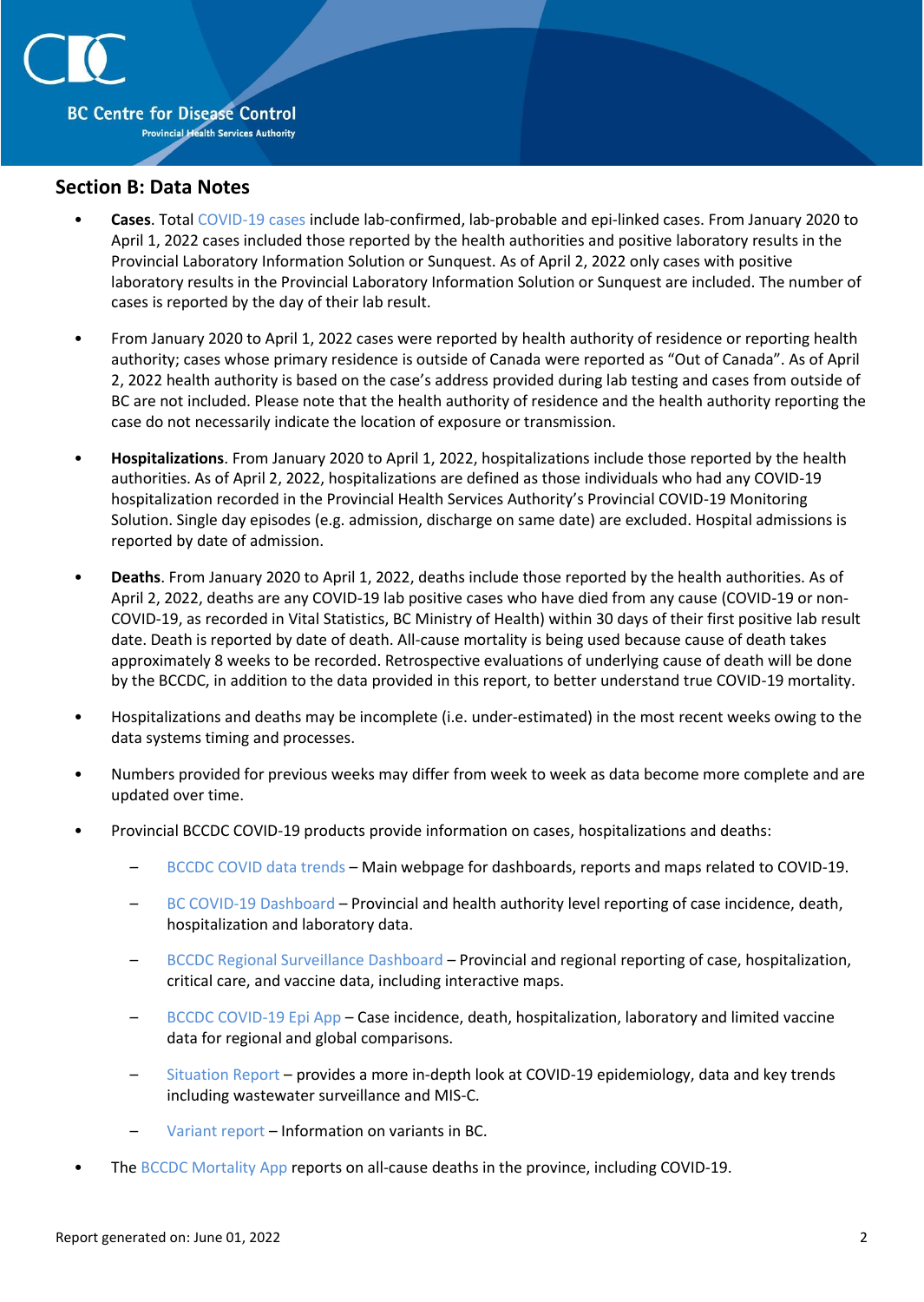## Section B: Data Notes

- **Cases**. Total COVID-19 cases include lab-confirmed, lab-probable and epi-linked cases. From January 2020 to April 1, 2022 cases included those reported by the health authorities and positive laboratory results in the Provincial Laboratory Information Solution or Sunquest. As of April 2, 2022 only cases with positive laboratory results in the Provincial Laboratory Information Solution or Sunquest are included. The number of cases is reported by the day of their lab result.

- From January 2020 to April 1, 2022 cases were reported by health authority of residence or reporting health authority; cases whose primary residence is outside of Canada were reported as "Out of Canada". As of April 2, 2022 health authority is based on the case's address provided during lab testing and cases from outside of BC are not included. Please note that the health authority of residence and the health authority reporting the case do not necessarily indicate the location of exposure or transmission.

- **Hospitalizations**. From January 2020 to April 1, 2022, hospitalizations include those reported by the health authorities. As of April 2, 2022, hospitalizations are defined as those individuals who had any COVID-19 hospitalization recorded in the Provincial Health Services Authority's Provincial COVID-19 Monitoring Solution. Single day episodes (e.g. admission, discharge on same date) are excluded. Hospital admissions is reported by date of admission.

- **Deaths**. From January 2020 to April 1, 2022, deaths include those reported by the health authorities. As of April 2, 2022, deaths are any COVID-19 lab positive cases who have died from any cause (COVID-19 or non-COVID-19, as recorded in Vital Statistics, BC Ministry of Health) within 30 days of their first positive lab result date. Death is reported by date of death. All-cause mortality is being used because cause of death takes approximately 8 weeks to be recorded. Retrospective evaluations of underlying cause of death will be done by the BCCDC, in addition to the data provided in this report, to better understand true COVID-19 mortality.

- Hospitalizations and deaths may be incomplete (i.e. under-estimated) in the most recent weeks owing to the data systems timing and processes.

- Numbers provided for previous weeks may differ from week to week as data become more complete and are updated over time.

- Provincial BCCDC COVID-19 products provide information on cases, hospitalizations and deaths:
  - BCCDC COVID data trends – Main webpage for dashboards, reports and maps related to COVID-19.
  - BC COVID-19 Dashboard – Provincial and health authority level reporting of case incidence, death, hospitalization and laboratory data.
  - BCCDC Regional Surveillance Dashboard – Provincial and regional reporting of case, hospitalization, critical care, and vaccine data, including interactive maps.
  - BCCDC COVID-19 Epi App – Case incidence, death, hospitalization, laboratory and limited vaccine data for regional and global comparisons.
  - Situation Report – provides a more in-depth look at COVID-19 epidemiology, data and key trends including wastewater surveillance and MIS-C.
  - Variant report – Information on variants in BC.

- The BCCDC Mortality App reports on all-cause deaths in the province, including COVID-19.

Report generated on: June 01, 2022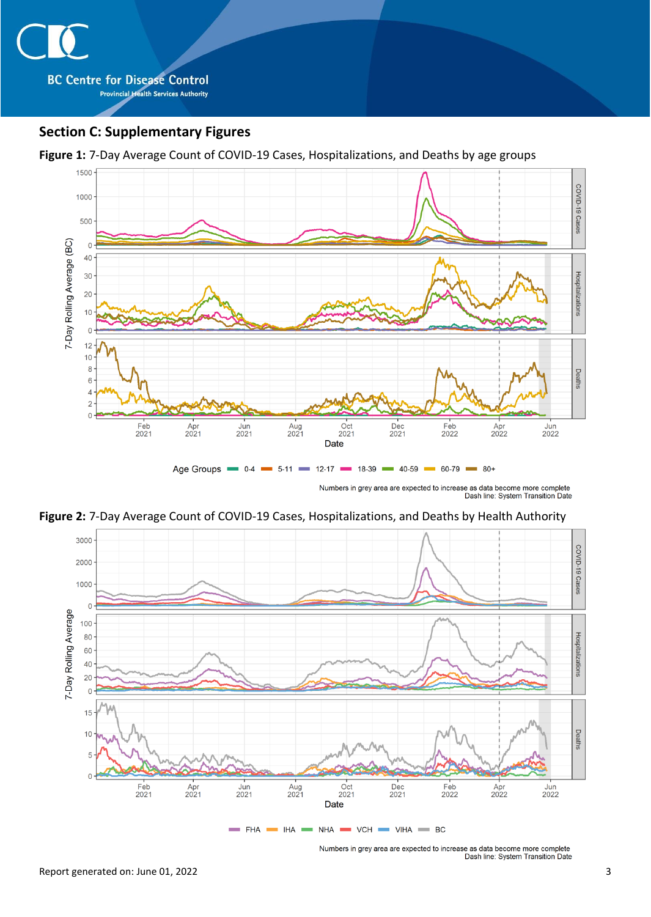## Section C: Supplementary Figures

**Figure 1:** 7-Day Average Count of COVID-19 Cases, Hospitalizations, and Deaths by age groups

7-Day Rolling Average (BC)

COVID-19 Cases: 0, 500, 1000, 1500

Hospitalizations: 0, 10, 20, 30, 40

Deaths: 0, 2, 4, 6, 8, 10, 12

Feb 2021, Apr 2021, Jun 2021, Aug 2021, Oct 2021, Dec 2021, Feb 2022, Apr 2022, Jun 2022

Date

Age Groups: 0-4, 5-11, 12-17, 18-39, 40-59, 60-79, 80+

Numbers in grey area are expected to increase as data become more complete
Dash line: System Transition Date

**Figure 2:** 7-Day Average Count of COVID-19 Cases, Hospitalizations, and Deaths by Health Authority

7-Day Rolling Average

COVID-19 Cases: 0, 1000, 2000, 3000

Hospitalizations: 0, 20, 40, 60, 80, 100

Deaths: 0, 5, 10, 15

Feb 2021, Apr 2021, Jun 2021, Aug 2021, Oct 2021, Dec 2021, Feb 2022, Apr 2022, Jun 2022

Date

FHA, IHA, NHA, VCH, VIHA, BC

Numbers in grey area are expected to increase as data become more complete
Dash line: System Transition Date

Report generated on: June 01, 2022